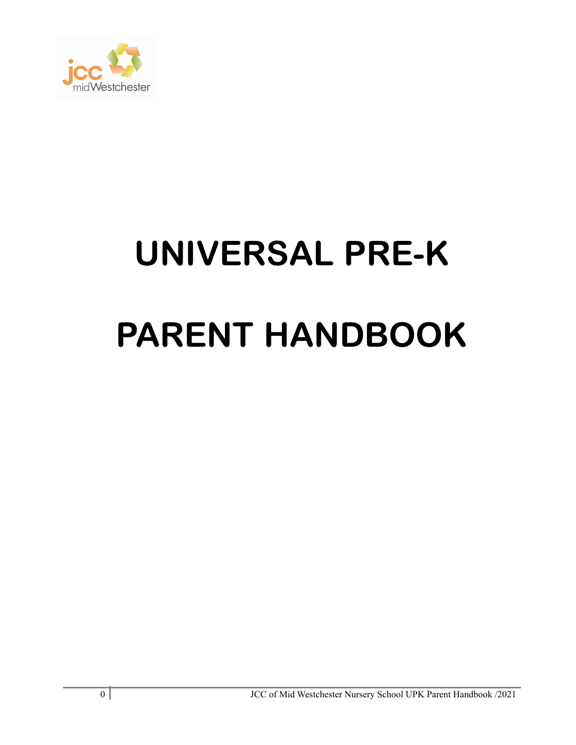# UNIVERSAL PRE-K

# PARENT HANDBOOK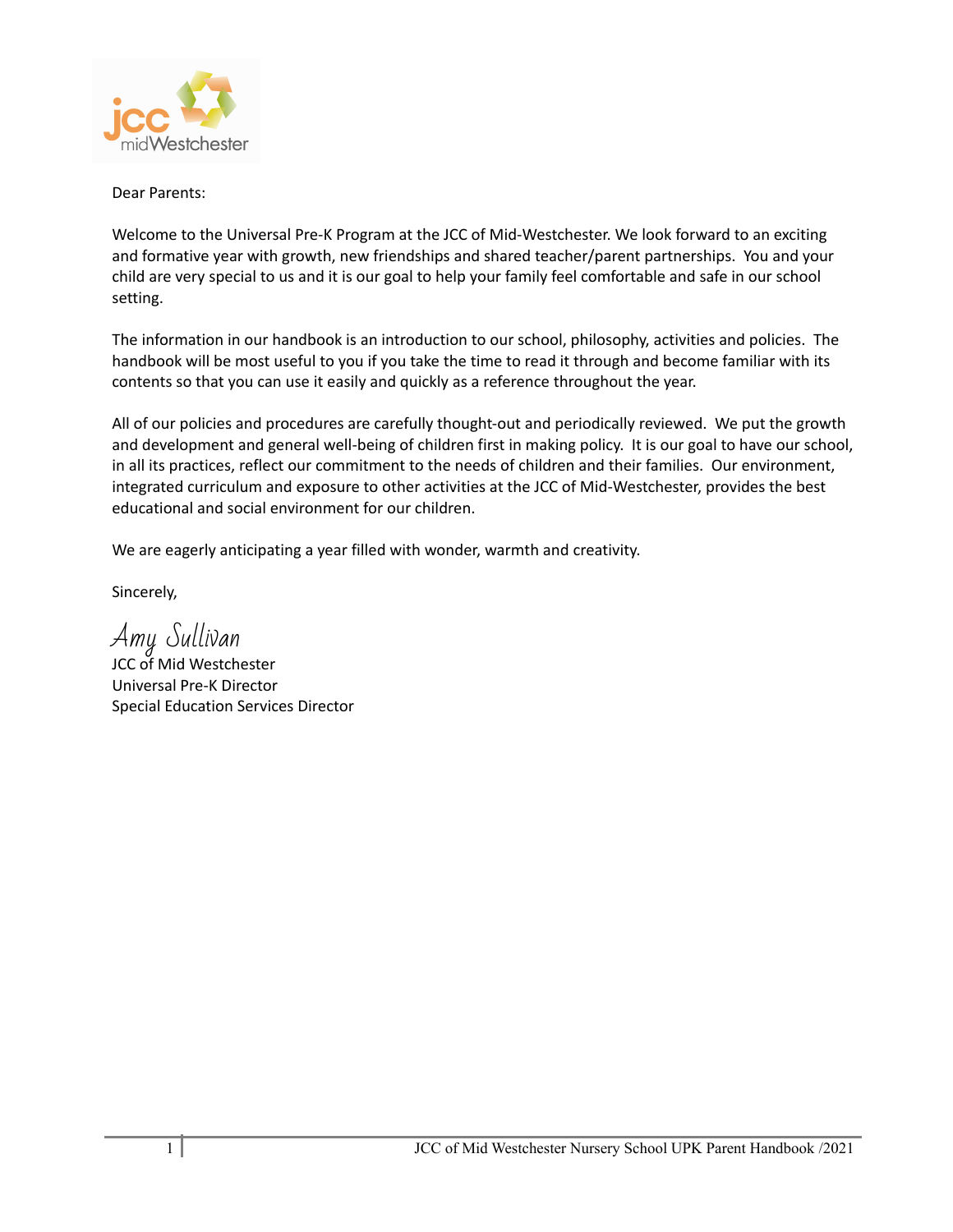Dear Parents:

Welcome to the Universal Pre-K Program at the JCC of Mid-Westchester. We look forward to an exciting and formative year with growth, new friendships and shared teacher/parent partnerships. You and your child are very special to us and it is our goal to help your family feel comfortable and safe in our school setting.

The information in our handbook is an introduction to our school, philosophy, activities and policies. The handbook will be most useful to you if you take the time to read it through and become familiar with its contents so that you can use it easily and quickly as a reference throughout the year.

All of our policies and procedures are carefully thought-out and periodically reviewed. We put the growth and development and general well-being of children first in making policy. It is our goal to have our school, in all its practices, reflect our commitment to the needs of children and their families. Our environment, integrated curriculum and exposure to other activities at the JCC of Mid-Westchester, provides the best educational and social environment for our children.

We are eagerly anticipating a year filled with wonder, warmth and creativity.

Sincerely,

*Amy Sullivan*
JCC of Mid Westchester
Universal Pre-K Director
Special Education Services Director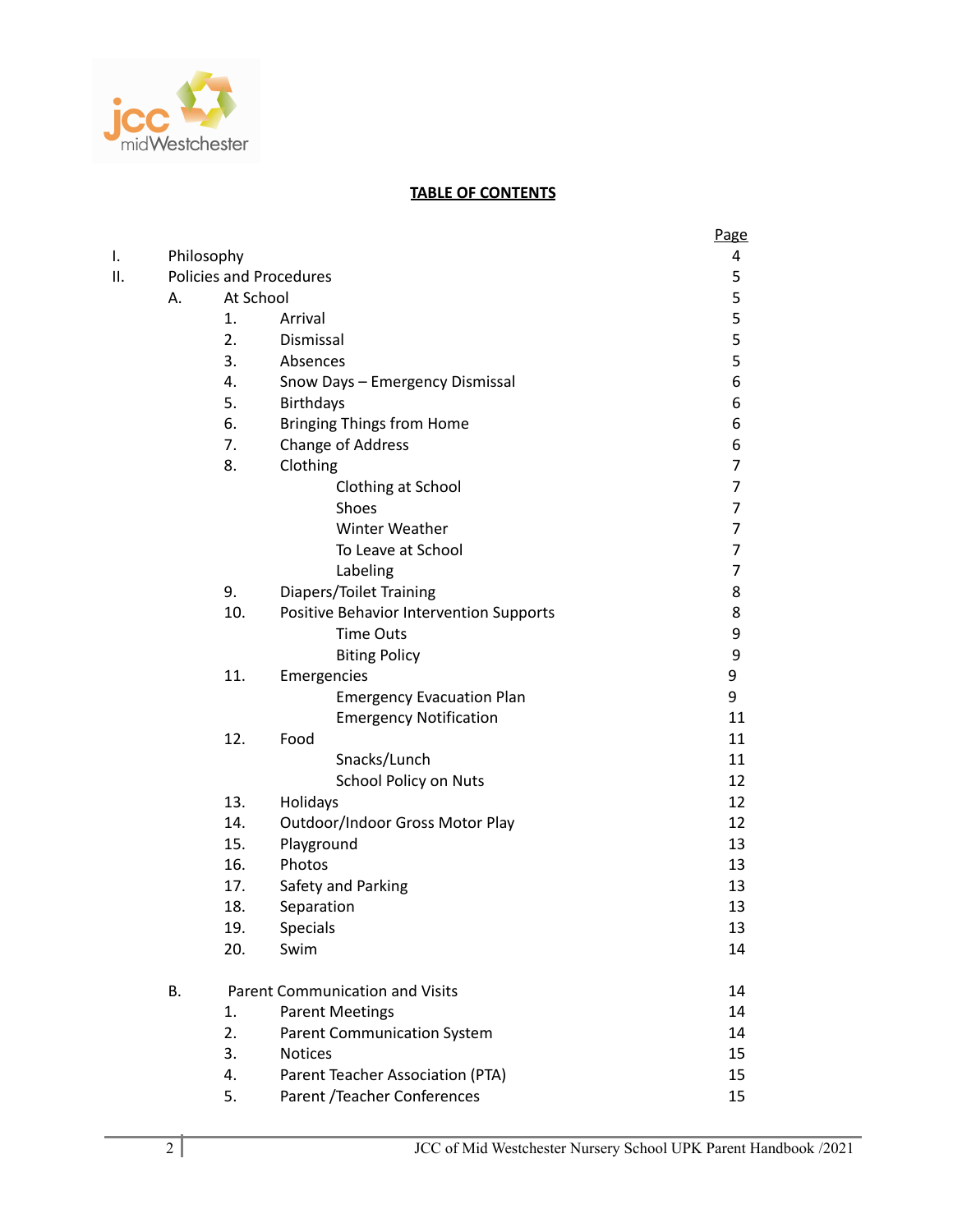## TABLE OF CONTENTS

| | | | | Page |
|---|---|---|---|---|
| I. | Philosophy | | | 4 |
| II. | Policies and Procedures | | | 5 |
| | A. | At School | | 5 |
| | | 1. | Arrival | 5 |
| | | 2. | Dismissal | 5 |
| | | 3. | Absences | 5 |
| | | 4. | Snow Days – Emergency Dismissal | 6 |
| | | 5. | Birthdays | 6 |
| | | 6. | Bringing Things from Home | 6 |
| | | 7. | Change of Address | 6 |
| | | 8. | Clothing | 7 |
| | | | Clothing at School | 7 |
| | | | Shoes | 7 |
| | | | Winter Weather | 7 |
| | | | To Leave at School | 7 |
| | | | Labeling | 7 |
| | | 9. | Diapers/Toilet Training | 8 |
| | | 10. | Positive Behavior Intervention Supports | 8 |
| | | | Time Outs | 9 |
| | | | Biting Policy | 9 |
| | | 11. | Emergencies | 9 |
| | | | Emergency Evacuation Plan | 9 |
| | | | Emergency Notification | 11 |
| | | 12. | Food | 11 |
| | | | Snacks/Lunch | 11 |
| | | | School Policy on Nuts | 12 |
| | | 13. | Holidays | 12 |
| | | 14. | Outdoor/Indoor Gross Motor Play | 12 |
| | | 15. | Playground | 13 |
| | | 16. | Photos | 13 |
| | | 17. | Safety and Parking | 13 |
| | | 18. | Separation | 13 |
| | | 19. | Specials | 13 |
| | | 20. | Swim | 14 |
| | B. | Parent Communication and Visits | | 14 |
| | | 1. | Parent Meetings | 14 |
| | | 2. | Parent Communication System | 14 |
| | | 3. | Notices | 15 |
| | | 4. | Parent Teacher Association (PTA) | 15 |
| | | 5. | Parent /Teacher Conferences | 15 |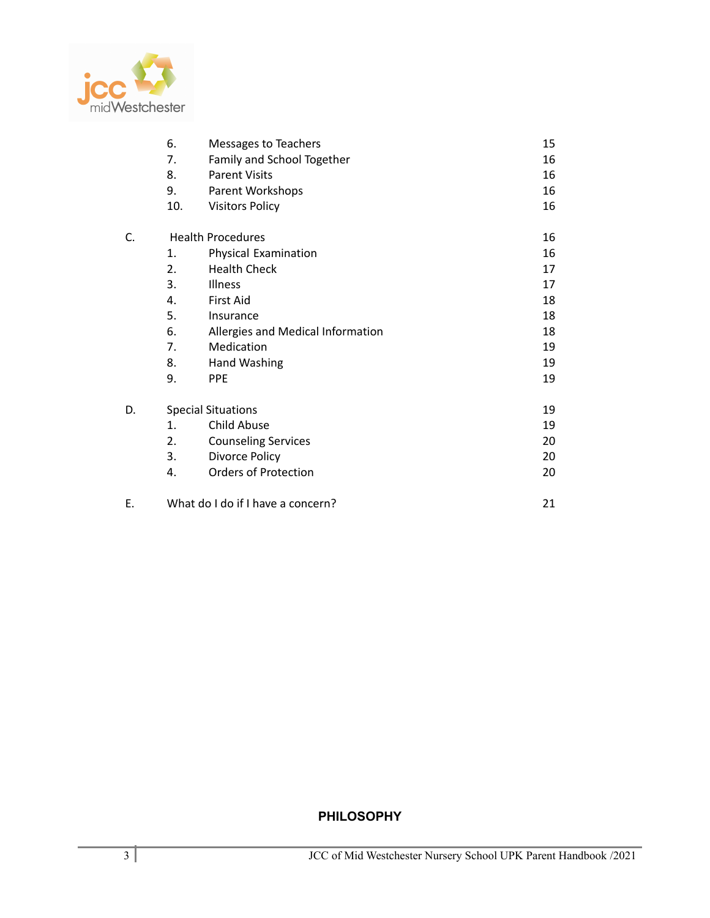| | | | |
|---|---|---|---|
| | 6. | Messages to Teachers | 15 |
| | 7. | Family and School Together | 16 |
| | 8. | Parent Visits | 16 |
| | 9. | Parent Workshops | 16 |
| | 10. | Visitors Policy | 16 |
| C. | Health Procedures | | 16 |
| | 1. | Physical Examination | 16 |
| | 2. | Health Check | 17 |
| | 3. | Illness | 17 |
| | 4. | First Aid | 18 |
| | 5. | Insurance | 18 |
| | 6. | Allergies and Medical Information | 18 |
| | 7. | Medication | 19 |
| | 8. | Hand Washing | 19 |
| | 9. | PPE | 19 |
| D. | Special Situations | | 19 |
| | 1. | Child Abuse | 19 |
| | 2. | Counseling Services | 20 |
| | 3. | Divorce Policy | 20 |
| | 4. | Orders of Protection | 20 |
| E. | What do I do if I have a concern? | | 21 |

## PHILOSOPHY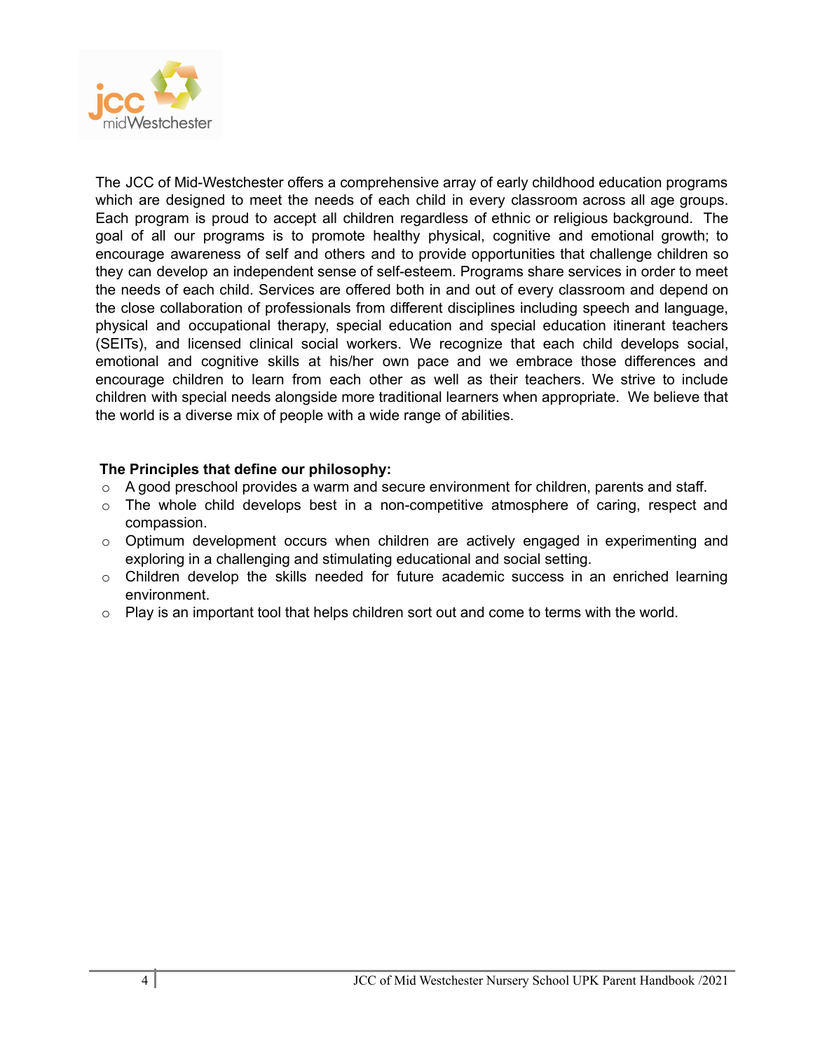The JCC of Mid-Westchester offers a comprehensive array of early childhood education programs which are designed to meet the needs of each child in every classroom across all age groups. Each program is proud to accept all children regardless of ethnic or religious background. The goal of all our programs is to promote healthy physical, cognitive and emotional growth; to encourage awareness of self and others and to provide opportunities that challenge children so they can develop an independent sense of self-esteem. Programs share services in order to meet the needs of each child. Services are offered both in and out of every classroom and depend on the close collaboration of professionals from different disciplines including speech and language, physical and occupational therapy, special education and special education itinerant teachers (SEITs), and licensed clinical social workers. We recognize that each child develops social, emotional and cognitive skills at his/her own pace and we embrace those differences and encourage children to learn from each other as well as their teachers. We strive to include children with special needs alongside more traditional learners when appropriate. We believe that the world is a diverse mix of people with a wide range of abilities.

**The Principles that define our philosophy:**

- A good preschool provides a warm and secure environment for children, parents and staff.
- The whole child develops best in a non-competitive atmosphere of caring, respect and compassion.
- Optimum development occurs when children are actively engaged in experimenting and exploring in a challenging and stimulating educational and social setting.
- Children develop the skills needed for future academic success in an enriched learning environment.
- Play is an important tool that helps children sort out and come to terms with the world.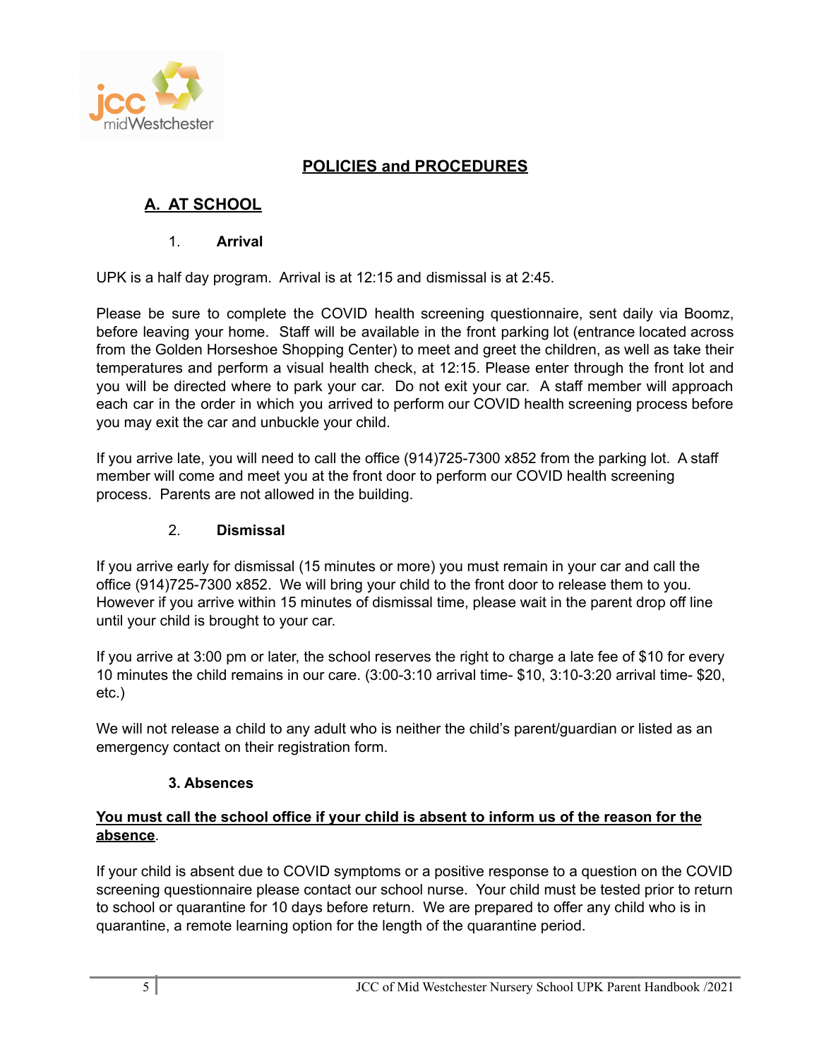## POLICIES and PROCEDURES

### A. AT SCHOOL

#### 1. Arrival

UPK is a half day program. Arrival is at 12:15 and dismissal is at 2:45.

Please be sure to complete the COVID health screening questionnaire, sent daily via Boomz, before leaving your home. Staff will be available in the front parking lot (entrance located across from the Golden Horseshoe Shopping Center) to meet and greet the children, as well as take their temperatures and perform a visual health check, at 12:15. Please enter through the front lot and you will be directed where to park your car. Do not exit your car. A staff member will approach each car in the order in which you arrived to perform our COVID health screening process before you may exit the car and unbuckle your child.

If you arrive late, you will need to call the office (914)725-7300 x852 from the parking lot. A staff member will come and meet you at the front door to perform our COVID health screening process. Parents are not allowed in the building.

#### 2. Dismissal

If you arrive early for dismissal (15 minutes or more) you must remain in your car and call the office (914)725-7300 x852. We will bring your child to the front door to release them to you. However if you arrive within 15 minutes of dismissal time, please wait in the parent drop off line until your child is brought to your car.

If you arrive at 3:00 pm or later, the school reserves the right to charge a late fee of $10 for every 10 minutes the child remains in our care. (3:00-3:10 arrival time- $10, 3:10-3:20 arrival time- $20, etc.)

We will not release a child to any adult who is neither the child's parent/guardian or listed as an emergency contact on their registration form.

#### 3. Absences

**You must call the school office if your child is absent to inform us of the reason for the absence**.

If your child is absent due to COVID symptoms or a positive response to a question on the COVID screening questionnaire please contact our school nurse. Your child must be tested prior to return to school or quarantine for 10 days before return. We are prepared to offer any child who is in quarantine, a remote learning option for the length of the quarantine period.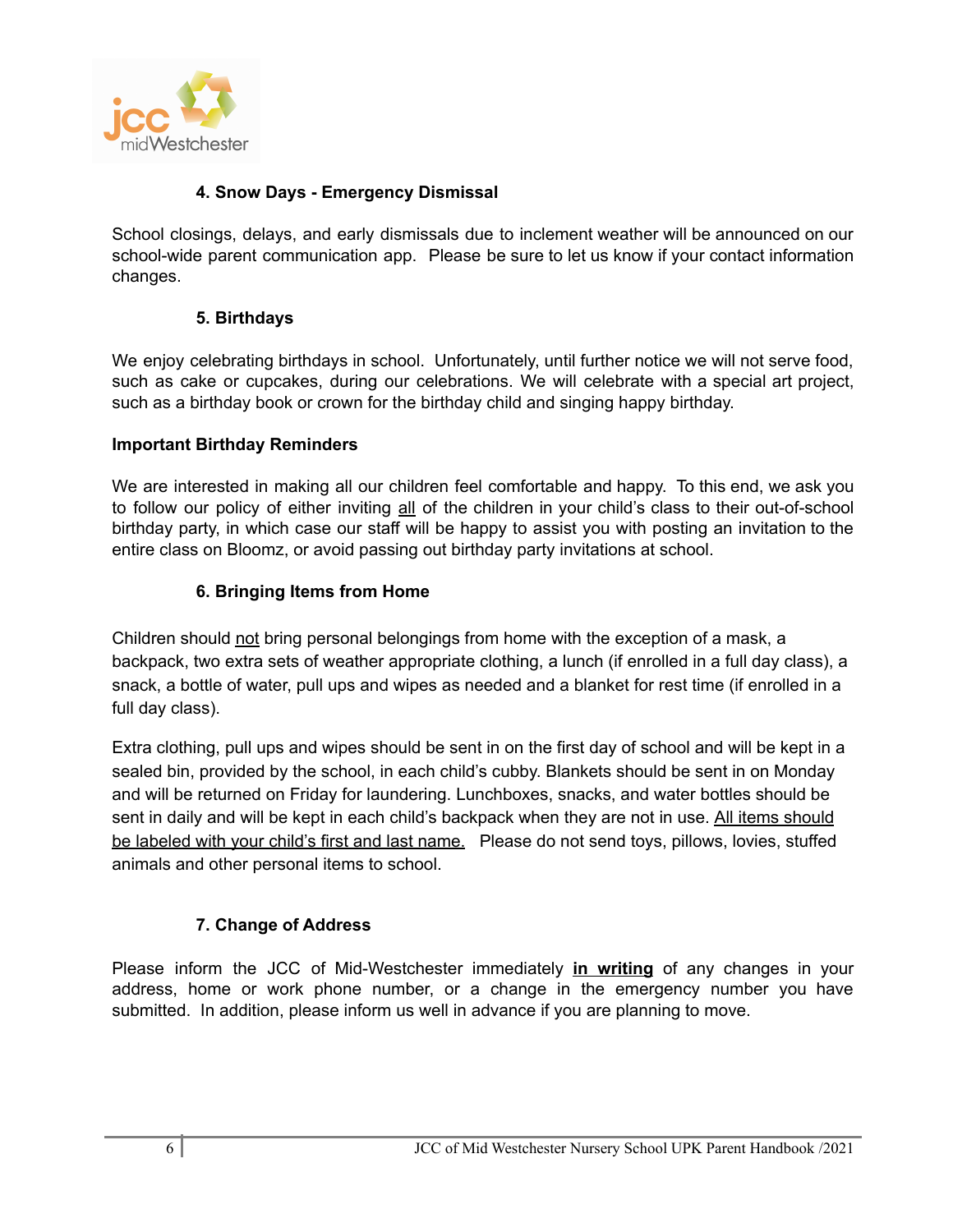### 4. Snow Days - Emergency Dismissal

School closings, delays, and early dismissals due to inclement weather will be announced on our school-wide parent communication app. Please be sure to let us know if your contact information changes.

### 5. Birthdays

We enjoy celebrating birthdays in school. Unfortunately, until further notice we will not serve food, such as cake or cupcakes, during our celebrations. We will celebrate with a special art project, such as a birthday book or crown for the birthday child and singing happy birthday.

**Important Birthday Reminders**

We are interested in making all our children feel comfortable and happy. To this end, we ask you to follow our policy of either inviting <u>all</u> of the children in your child's class to their out-of-school birthday party, in which case our staff will be happy to assist you with posting an invitation to the entire class on Bloomz, or avoid passing out birthday party invitations at school.

### 6. Bringing Items from Home

Children should <u>not</u> bring personal belongings from home with the exception of a mask, a backpack, two extra sets of weather appropriate clothing, a lunch (if enrolled in a full day class), a snack, a bottle of water, pull ups and wipes as needed and a blanket for rest time (if enrolled in a full day class).

Extra clothing, pull ups and wipes should be sent in on the first day of school and will be kept in a sealed bin, provided by the school, in each child's cubby. Blankets should be sent in on Monday and will be returned on Friday for laundering. Lunchboxes, snacks, and water bottles should be sent in daily and will be kept in each child's backpack when they are not in use. <u>All items should be labeled with your child's first and last name.</u> Please do not send toys, pillows, lovies, stuffed animals and other personal items to school.

### 7. Change of Address

Please inform the JCC of Mid-Westchester immediately **<u>in writing</u>** of any changes in your address, home or work phone number, or a change in the emergency number you have submitted. In addition, please inform us well in advance if you are planning to move.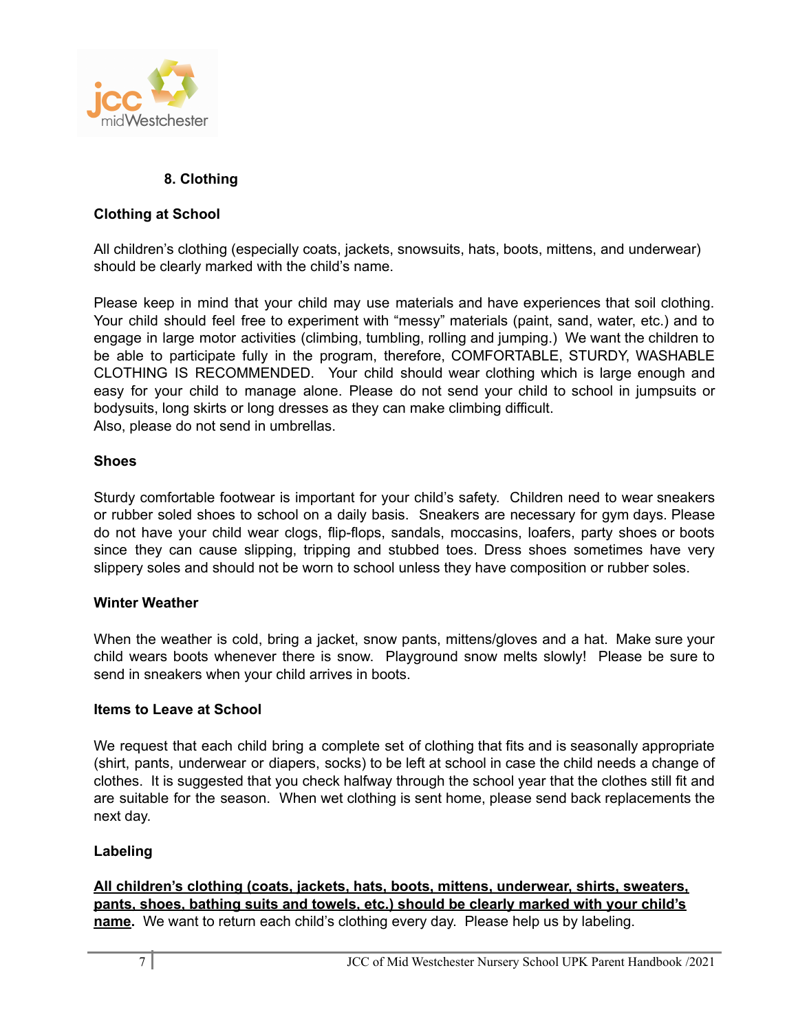## 8. Clothing

### Clothing at School

All children's clothing (especially coats, jackets, snowsuits, hats, boots, mittens, and underwear) should be clearly marked with the child's name.

Please keep in mind that your child may use materials and have experiences that soil clothing. Your child should feel free to experiment with "messy" materials (paint, sand, water, etc.) and to engage in large motor activities (climbing, tumbling, rolling and jumping.) We want the children to be able to participate fully in the program, therefore, COMFORTABLE, STURDY, WASHABLE CLOTHING IS RECOMMENDED. Your child should wear clothing which is large enough and easy for your child to manage alone. Please do not send your child to school in jumpsuits or bodysuits, long skirts or long dresses as they can make climbing difficult.
Also, please do not send in umbrellas.

### Shoes

Sturdy comfortable footwear is important for your child's safety. Children need to wear sneakers or rubber soled shoes to school on a daily basis. Sneakers are necessary for gym days. Please do not have your child wear clogs, flip-flops, sandals, moccasins, loafers, party shoes or boots since they can cause slipping, tripping and stubbed toes. Dress shoes sometimes have very slippery soles and should not be worn to school unless they have composition or rubber soles.

### Winter Weather

When the weather is cold, bring a jacket, snow pants, mittens/gloves and a hat. Make sure your child wears boots whenever there is snow. Playground snow melts slowly! Please be sure to send in sneakers when your child arrives in boots.

### Items to Leave at School

We request that each child bring a complete set of clothing that fits and is seasonally appropriate (shirt, pants, underwear or diapers, socks) to be left at school in case the child needs a change of clothes. It is suggested that you check halfway through the school year that the clothes still fit and are suitable for the season. When wet clothing is sent home, please send back replacements the next day.

### Labeling

**<u>All children's clothing (coats, jackets, hats, boots, mittens, underwear, shirts, sweaters, pants, shoes, bathing suits and towels, etc.) should be clearly marked with your child's name</u>.** We want to return each child's clothing every day. Please help us by labeling.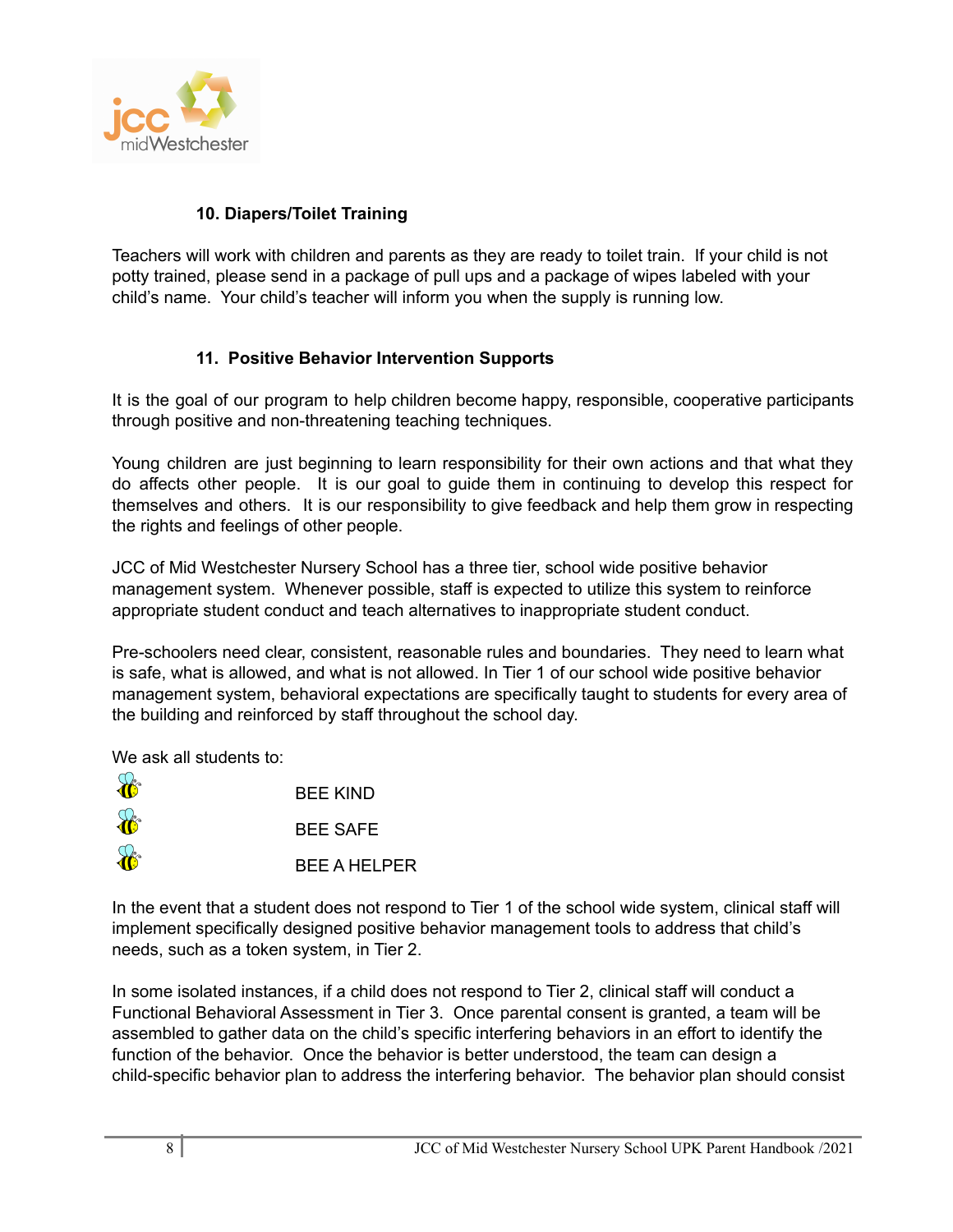### 10. Diapers/Toilet Training

Teachers will work with children and parents as they are ready to toilet train. If your child is not potty trained, please send in a package of pull ups and a package of wipes labeled with your child's name. Your child's teacher will inform you when the supply is running low.

### 11. Positive Behavior Intervention Supports

It is the goal of our program to help children become happy, responsible, cooperative participants through positive and non-threatening teaching techniques.

Young children are just beginning to learn responsibility for their own actions and that what they do affects other people. It is our goal to guide them in continuing to develop this respect for themselves and others. It is our responsibility to give feedback and help them grow in respecting the rights and feelings of other people.

JCC of Mid Westchester Nursery School has a three tier, school wide positive behavior management system. Whenever possible, staff is expected to utilize this system to reinforce appropriate student conduct and teach alternatives to inappropriate student conduct.

Pre-schoolers need clear, consistent, reasonable rules and boundaries. They need to learn what is safe, what is allowed, and what is not allowed. In Tier 1 of our school wide positive behavior management system, behavioral expectations are specifically taught to students for every area of the building and reinforced by staff throughout the school day.

We ask all students to:

- BEE KIND
- BEE SAFE
- BEE A HELPER

In the event that a student does not respond to Tier 1 of the school wide system, clinical staff will implement specifically designed positive behavior management tools to address that child's needs, such as a token system, in Tier 2.

In some isolated instances, if a child does not respond to Tier 2, clinical staff will conduct a Functional Behavioral Assessment in Tier 3. Once parental consent is granted, a team will be assembled to gather data on the child's specific interfering behaviors in an effort to identify the function of the behavior. Once the behavior is better understood, the team can design a child-specific behavior plan to address the interfering behavior. The behavior plan should consist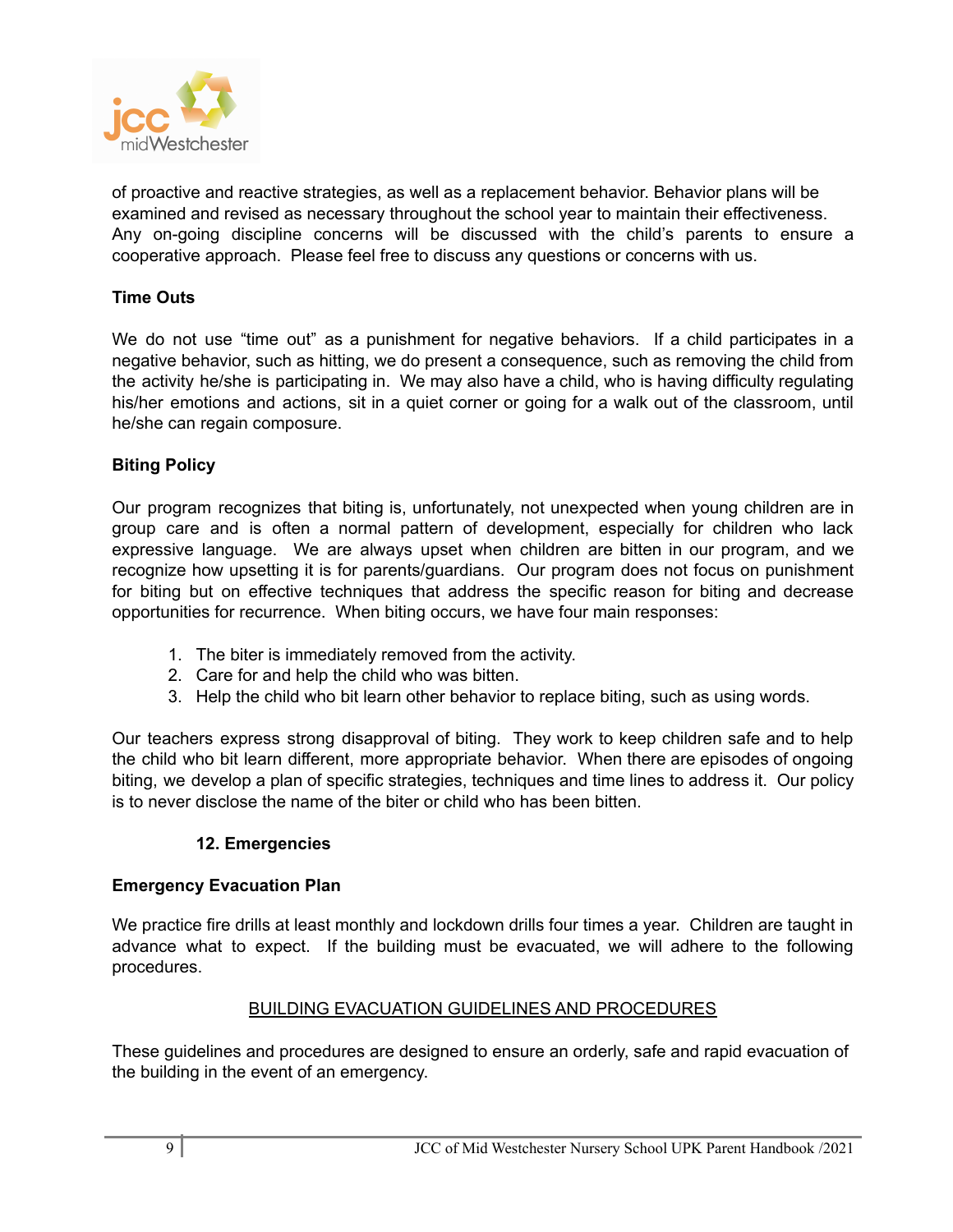of proactive and reactive strategies, as well as a replacement behavior. Behavior plans will be examined and revised as necessary throughout the school year to maintain their effectiveness. Any on-going discipline concerns will be discussed with the child's parents to ensure a cooperative approach. Please feel free to discuss any questions or concerns with us.

**Time Outs**

We do not use "time out" as a punishment for negative behaviors. If a child participates in a negative behavior, such as hitting, we do present a consequence, such as removing the child from the activity he/she is participating in. We may also have a child, who is having difficulty regulating his/her emotions and actions, sit in a quiet corner or going for a walk out of the classroom, until he/she can regain composure.

**Biting Policy**

Our program recognizes that biting is, unfortunately, not unexpected when young children are in group care and is often a normal pattern of development, especially for children who lack expressive language. We are always upset when children are bitten in our program, and we recognize how upsetting it is for parents/guardians. Our program does not focus on punishment for biting but on effective techniques that address the specific reason for biting and decrease opportunities for recurrence. When biting occurs, we have four main responses:

1. The biter is immediately removed from the activity.
2. Care for and help the child who was bitten.
3. Help the child who bit learn other behavior to replace biting, such as using words.

Our teachers express strong disapproval of biting. They work to keep children safe and to help the child who bit learn different, more appropriate behavior. When there are episodes of ongoing biting, we develop a plan of specific strategies, techniques and time lines to address it. Our policy is to never disclose the name of the biter or child who has been bitten.

## 12. Emergencies

**Emergency Evacuation Plan**

We practice fire drills at least monthly and lockdown drills four times a year. Children are taught in advance what to expect. If the building must be evacuated, we will adhere to the following procedures.

<u>BUILDING EVACUATION GUIDELINES AND PROCEDURES</u>

These guidelines and procedures are designed to ensure an orderly, safe and rapid evacuation of the building in the event of an emergency.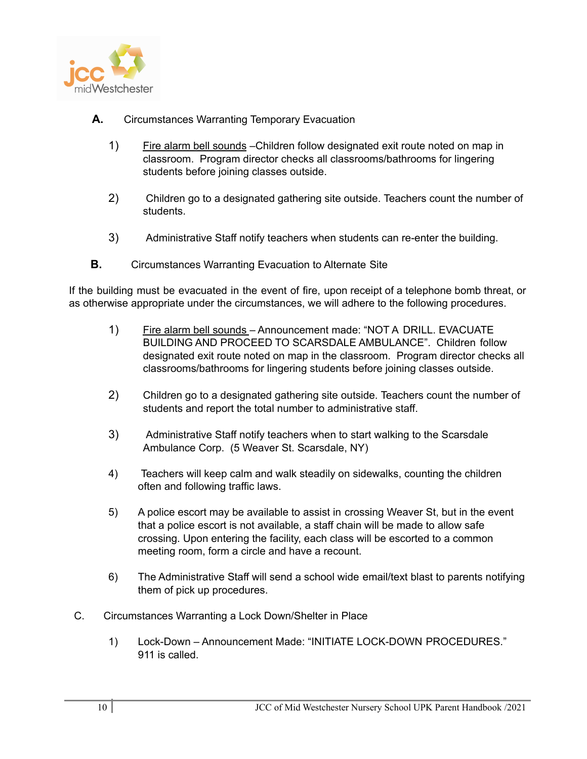**A.** Circumstances Warranting Temporary Evacuation

1) Fire alarm bell sounds –Children follow designated exit route noted on map in classroom. Program director checks all classrooms/bathrooms for lingering students before joining classes outside.

2) Children go to a designated gathering site outside. Teachers count the number of students.

3) Administrative Staff notify teachers when students can re-enter the building.

**B.** Circumstances Warranting Evacuation to Alternate Site

If the building must be evacuated in the event of fire, upon receipt of a telephone bomb threat, or as otherwise appropriate under the circumstances, we will adhere to the following procedures.

1) Fire alarm bell sounds – Announcement made: "NOT A DRILL. EVACUATE BUILDING AND PROCEED TO SCARSDALE AMBULANCE". Children follow designated exit route noted on map in the classroom. Program director checks all classrooms/bathrooms for lingering students before joining classes outside.

2) Children go to a designated gathering site outside. Teachers count the number of students and report the total number to administrative staff.

3) Administrative Staff notify teachers when to start walking to the Scarsdale Ambulance Corp. (5 Weaver St. Scarsdale, NY)

4) Teachers will keep calm and walk steadily on sidewalks, counting the children often and following traffic laws.

5) A police escort may be available to assist in crossing Weaver St, but in the event that a police escort is not available, a staff chain will be made to allow safe crossing. Upon entering the facility, each class will be escorted to a common meeting room, form a circle and have a recount.

6) The Administrative Staff will send a school wide email/text blast to parents notifying them of pick up procedures.

C. Circumstances Warranting a Lock Down/Shelter in Place

1) Lock-Down – Announcement Made: "INITIATE LOCK-DOWN PROCEDURES." 911 is called.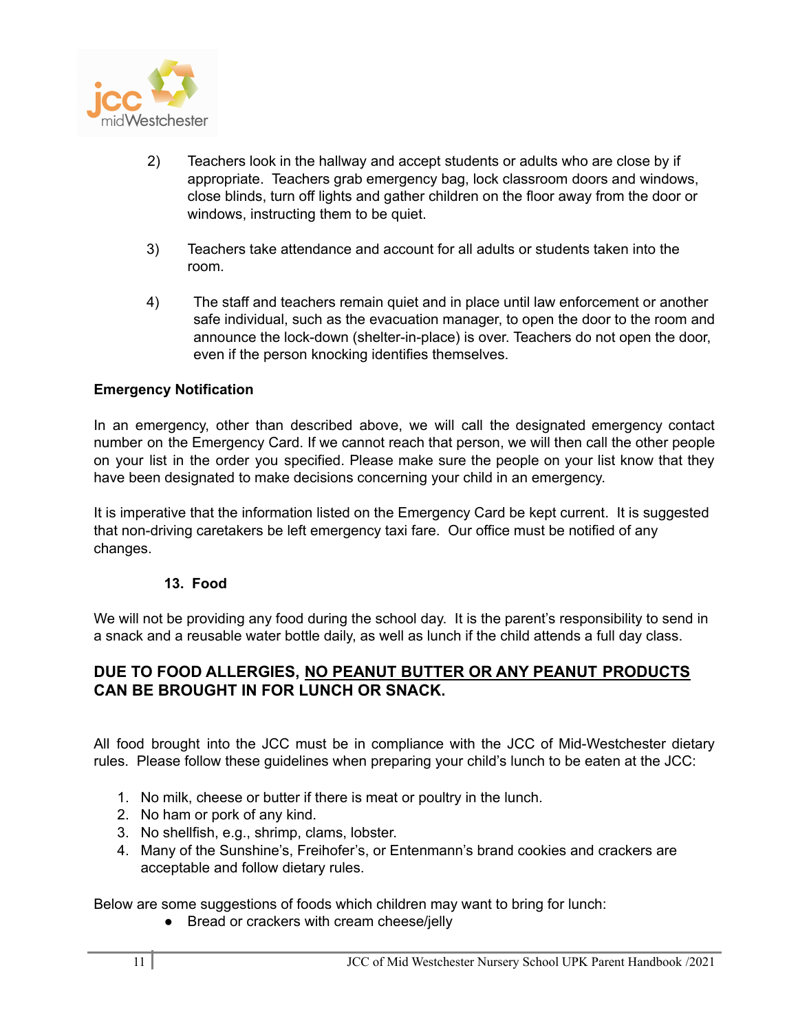2) Teachers look in the hallway and accept students or adults who are close by if appropriate. Teachers grab emergency bag, lock classroom doors and windows, close blinds, turn off lights and gather children on the floor away from the door or windows, instructing them to be quiet.

3) Teachers take attendance and account for all adults or students taken into the room.

4) The staff and teachers remain quiet and in place until law enforcement or another safe individual, such as the evacuation manager, to open the door to the room and announce the lock-down (shelter-in-place) is over. Teachers do not open the door, even if the person knocking identifies themselves.

**Emergency Notification**

In an emergency, other than described above, we will call the designated emergency contact number on the Emergency Card. If we cannot reach that person, we will then call the other people on your list in the order you specified. Please make sure the people on your list know that they have been designated to make decisions concerning your child in an emergency.

It is imperative that the information listed on the Emergency Card be kept current. It is suggested that non-driving caretakers be left emergency taxi fare. Our office must be notified of any changes.

### 13. Food

We will not be providing any food during the school day. It is the parent's responsibility to send in a snack and a reusable water bottle daily, as well as lunch if the child attends a full day class.

**DUE TO FOOD ALLERGIES, <u>NO PEANUT BUTTER OR ANY PEANUT PRODUCTS</u> CAN BE BROUGHT IN FOR LUNCH OR SNACK.**

All food brought into the JCC must be in compliance with the JCC of Mid-Westchester dietary rules. Please follow these guidelines when preparing your child's lunch to be eaten at the JCC:

1. No milk, cheese or butter if there is meat or poultry in the lunch.
2. No ham or pork of any kind.
3. No shellfish, e.g., shrimp, clams, lobster.
4. Many of the Sunshine's, Freihofer's, or Entenmann's brand cookies and crackers are acceptable and follow dietary rules.

Below are some suggestions of foods which children may want to bring for lunch:

- Bread or crackers with cream cheese/jelly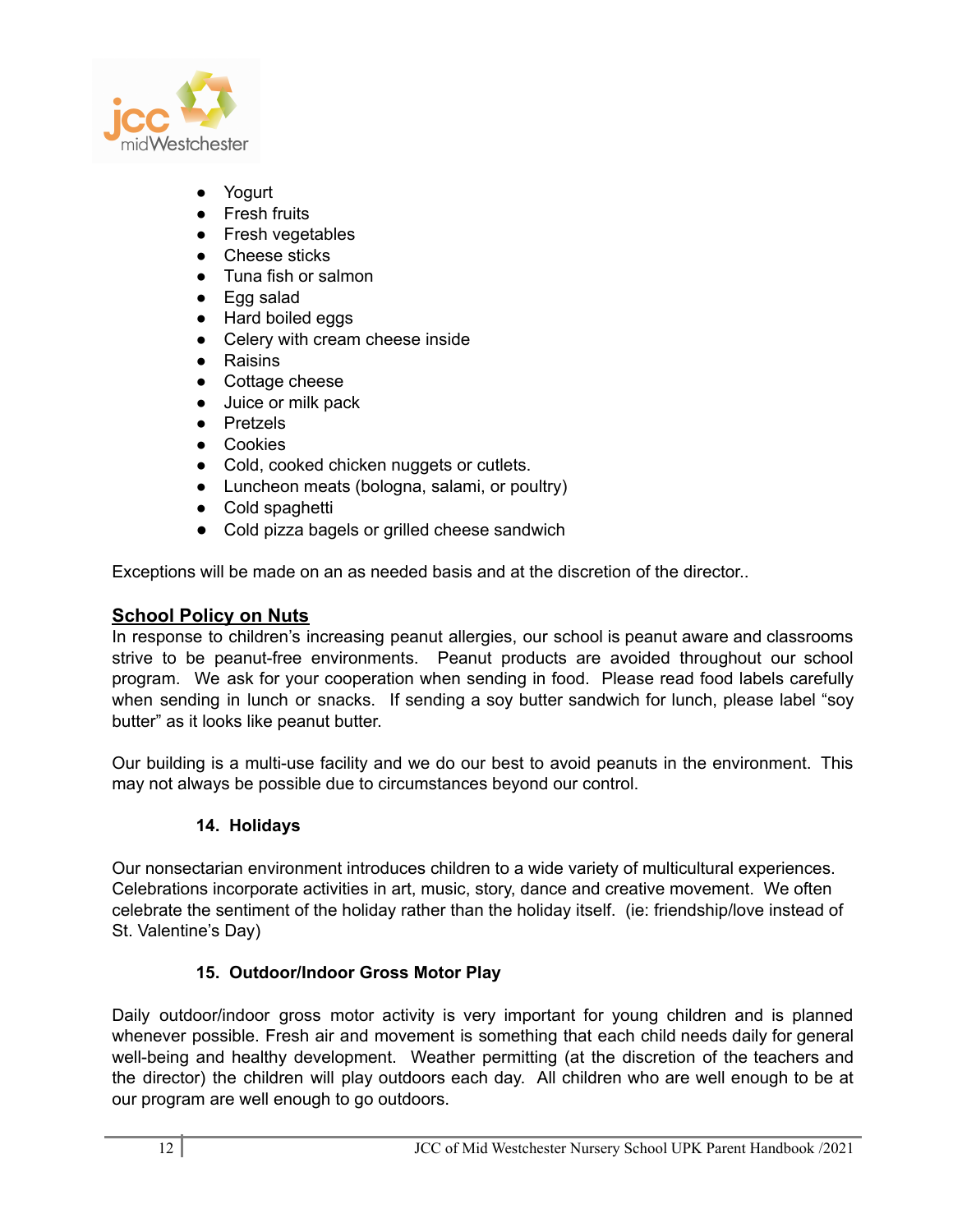- Yogurt
- Fresh fruits
- Fresh vegetables
- Cheese sticks
- Tuna fish or salmon
- Egg salad
- Hard boiled eggs
- Celery with cream cheese inside
- Raisins
- Cottage cheese
- Juice or milk pack
- Pretzels
- Cookies
- Cold, cooked chicken nuggets or cutlets.
- Luncheon meats (bologna, salami, or poultry)
- Cold spaghetti
- Cold pizza bagels or grilled cheese sandwich

Exceptions will be made on an as needed basis and at the discretion of the director..

**School Policy on Nuts**

In response to children's increasing peanut allergies, our school is peanut aware and classrooms strive to be peanut-free environments. Peanut products are avoided throughout our school program. We ask for your cooperation when sending in food. Please read food labels carefully when sending in lunch or snacks. If sending a soy butter sandwich for lunch, please label "soy butter" as it looks like peanut butter.

Our building is a multi-use facility and we do our best to avoid peanuts in the environment. This may not always be possible due to circumstances beyond our control.

### 14. Holidays

Our nonsectarian environment introduces children to a wide variety of multicultural experiences. Celebrations incorporate activities in art, music, story, dance and creative movement. We often celebrate the sentiment of the holiday rather than the holiday itself. (ie: friendship/love instead of St. Valentine's Day)

### 15. Outdoor/Indoor Gross Motor Play

Daily outdoor/indoor gross motor activity is very important for young children and is planned whenever possible. Fresh air and movement is something that each child needs daily for general well-being and healthy development. Weather permitting (at the discretion of the teachers and the director) the children will play outdoors each day. All children who are well enough to be at our program are well enough to go outdoors.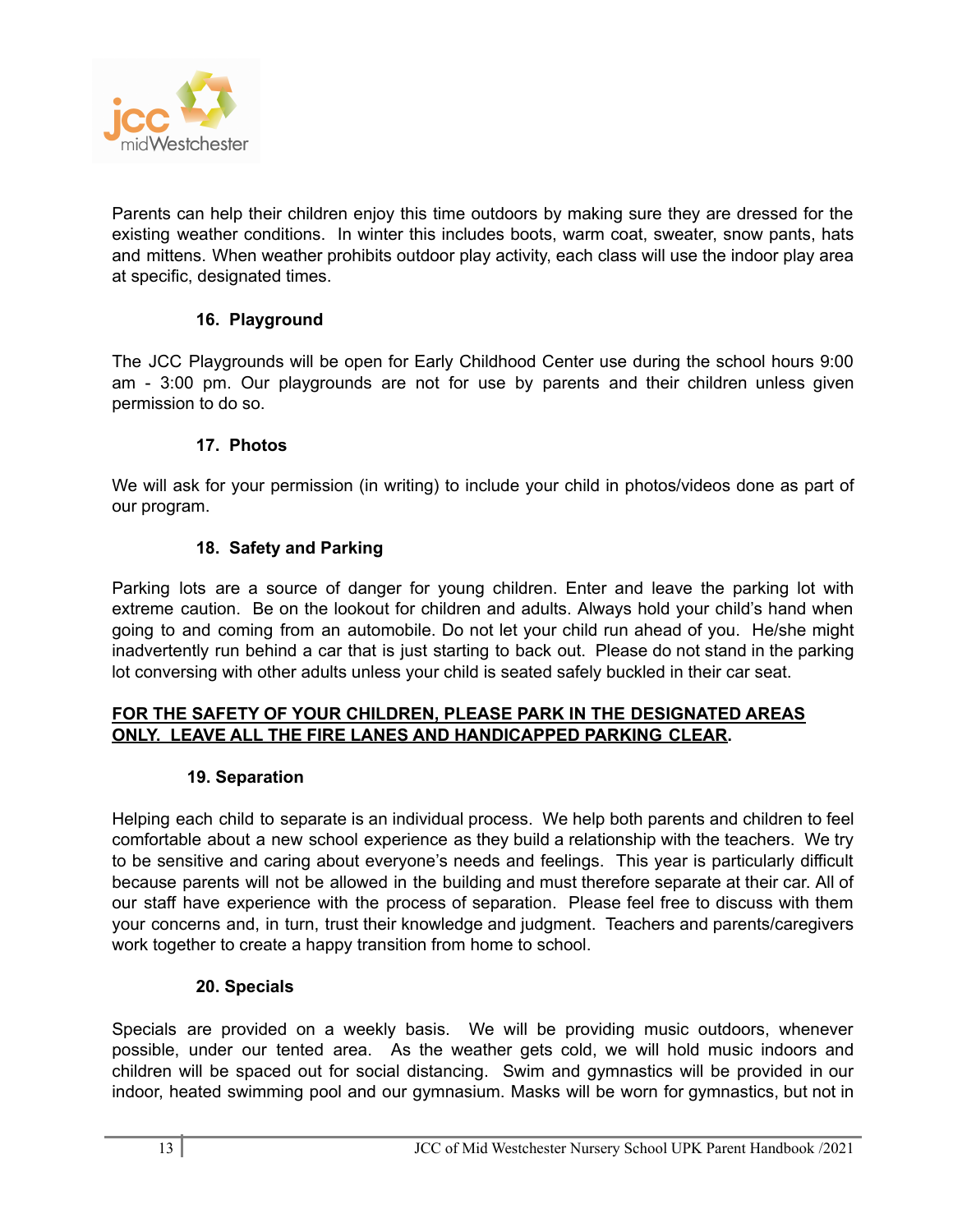Parents can help their children enjoy this time outdoors by making sure they are dressed for the existing weather conditions. In winter this includes boots, warm coat, sweater, snow pants, hats and mittens. When weather prohibits outdoor play activity, each class will use the indoor play area at specific, designated times.

### 16. Playground

The JCC Playgrounds will be open for Early Childhood Center use during the school hours 9:00 am - 3:00 pm. Our playgrounds are not for use by parents and their children unless given permission to do so.

### 17. Photos

We will ask for your permission (in writing) to include your child in photos/videos done as part of our program.

### 18. Safety and Parking

Parking lots are a source of danger for young children. Enter and leave the parking lot with extreme caution. Be on the lookout for children and adults. Always hold your child's hand when going to and coming from an automobile. Do not let your child run ahead of you. He/she might inadvertently run behind a car that is just starting to back out. Please do not stand in the parking lot conversing with other adults unless your child is seated safely buckled in their car seat.

**FOR THE SAFETY OF YOUR CHILDREN, PLEASE PARK IN THE DESIGNATED AREAS ONLY. LEAVE ALL THE FIRE LANES AND HANDICAPPED PARKING CLEAR.**

### 19. Separation

Helping each child to separate is an individual process. We help both parents and children to feel comfortable about a new school experience as they build a relationship with the teachers. We try to be sensitive and caring about everyone's needs and feelings. This year is particularly difficult because parents will not be allowed in the building and must therefore separate at their car. All of our staff have experience with the process of separation. Please feel free to discuss with them your concerns and, in turn, trust their knowledge and judgment. Teachers and parents/caregivers work together to create a happy transition from home to school.

### 20. Specials

Specials are provided on a weekly basis. We will be providing music outdoors, whenever possible, under our tented area. As the weather gets cold, we will hold music indoors and children will be spaced out for social distancing. Swim and gymnastics will be provided in our indoor, heated swimming pool and our gymnasium. Masks will be worn for gymnastics, but not in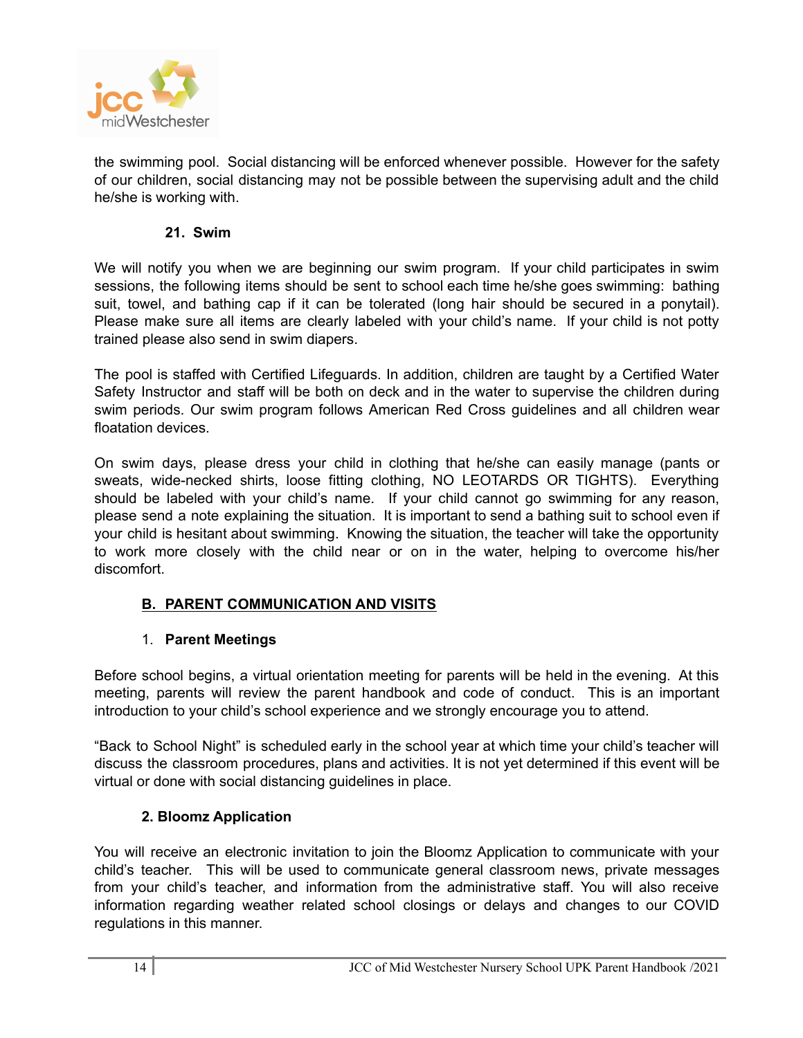the swimming pool. Social distancing will be enforced whenever possible. However for the safety of our children, social distancing may not be possible between the supervising adult and the child he/she is working with.

### 21. Swim

We will notify you when we are beginning our swim program. If your child participates in swim sessions, the following items should be sent to school each time he/she goes swimming: bathing suit, towel, and bathing cap if it can be tolerated (long hair should be secured in a ponytail). Please make sure all items are clearly labeled with your child's name. If your child is not potty trained please also send in swim diapers.

The pool is staffed with Certified Lifeguards. In addition, children are taught by a Certified Water Safety Instructor and staff will be both on deck and in the water to supervise the children during swim periods. Our swim program follows American Red Cross guidelines and all children wear floatation devices.

On swim days, please dress your child in clothing that he/she can easily manage (pants or sweats, wide-necked shirts, loose fitting clothing, NO LEOTARDS OR TIGHTS). Everything should be labeled with your child's name. If your child cannot go swimming for any reason, please send a note explaining the situation. It is important to send a bathing suit to school even if your child is hesitant about swimming. Knowing the situation, the teacher will take the opportunity to work more closely with the child near or on in the water, helping to overcome his/her discomfort.

## B. PARENT COMMUNICATION AND VISITS

### 1. Parent Meetings

Before school begins, a virtual orientation meeting for parents will be held in the evening. At this meeting, parents will review the parent handbook and code of conduct. This is an important introduction to your child's school experience and we strongly encourage you to attend.

"Back to School Night" is scheduled early in the school year at which time your child's teacher will discuss the classroom procedures, plans and activities. It is not yet determined if this event will be virtual or done with social distancing guidelines in place.

### 2. Bloomz Application

You will receive an electronic invitation to join the Bloomz Application to communicate with your child's teacher. This will be used to communicate general classroom news, private messages from your child's teacher, and information from the administrative staff. You will also receive information regarding weather related school closings or delays and changes to our COVID regulations in this manner.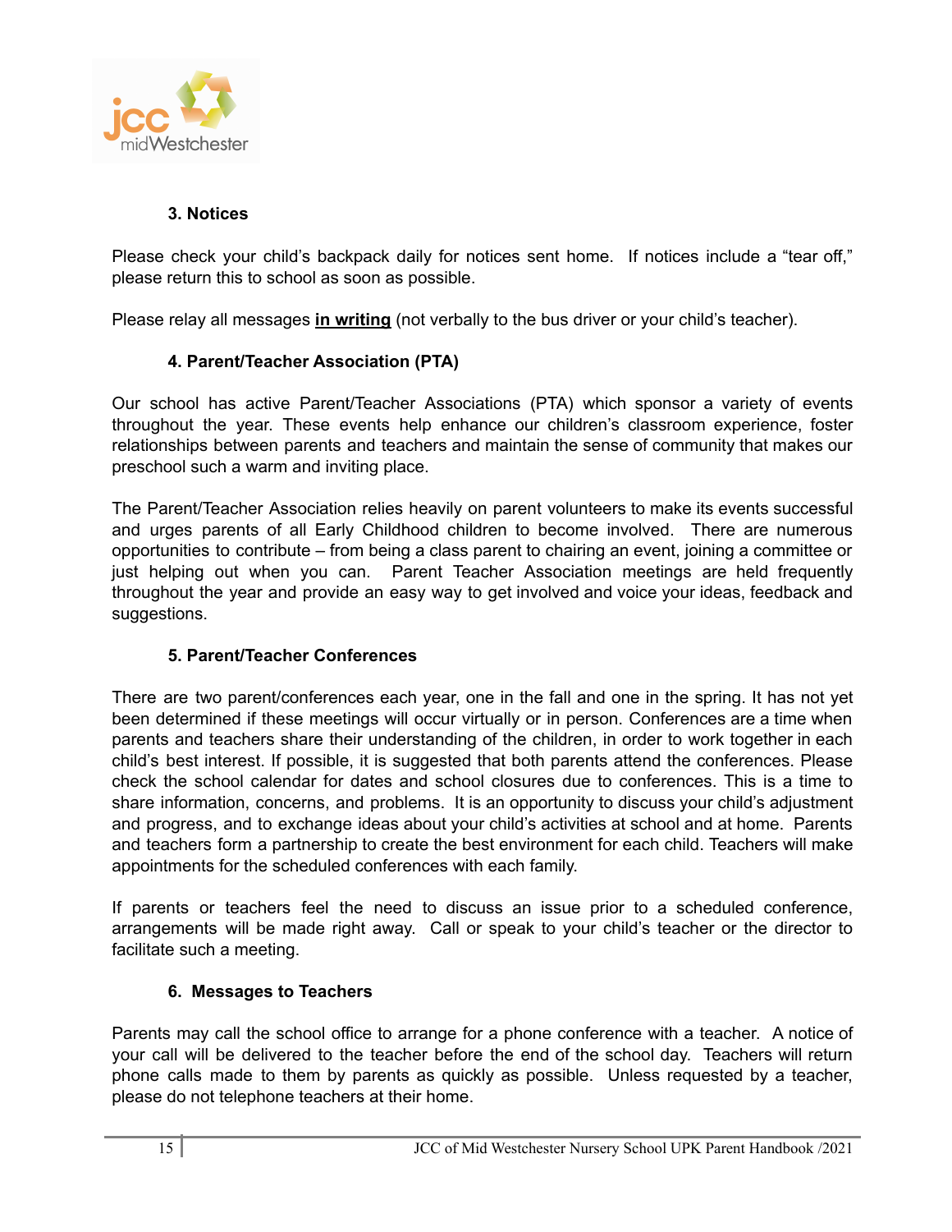### 3. Notices

Please check your child's backpack daily for notices sent home. If notices include a "tear off," please return this to school as soon as possible.

Please relay all messages **<u>in writing</u>** (not verbally to the bus driver or your child's teacher).

### 4. Parent/Teacher Association (PTA)

Our school has active Parent/Teacher Associations (PTA) which sponsor a variety of events throughout the year. These events help enhance our children's classroom experience, foster relationships between parents and teachers and maintain the sense of community that makes our preschool such a warm and inviting place.

The Parent/Teacher Association relies heavily on parent volunteers to make its events successful and urges parents of all Early Childhood children to become involved. There are numerous opportunities to contribute – from being a class parent to chairing an event, joining a committee or just helping out when you can. Parent Teacher Association meetings are held frequently throughout the year and provide an easy way to get involved and voice your ideas, feedback and suggestions.

### 5. Parent/Teacher Conferences

There are two parent/conferences each year, one in the fall and one in the spring. It has not yet been determined if these meetings will occur virtually or in person. Conferences are a time when parents and teachers share their understanding of the children, in order to work together in each child's best interest. If possible, it is suggested that both parents attend the conferences. Please check the school calendar for dates and school closures due to conferences. This is a time to share information, concerns, and problems. It is an opportunity to discuss your child's adjustment and progress, and to exchange ideas about your child's activities at school and at home. Parents and teachers form a partnership to create the best environment for each child. Teachers will make appointments for the scheduled conferences with each family.

If parents or teachers feel the need to discuss an issue prior to a scheduled conference, arrangements will be made right away. Call or speak to your child's teacher or the director to facilitate such a meeting.

### 6. Messages to Teachers

Parents may call the school office to arrange for a phone conference with a teacher. A notice of your call will be delivered to the teacher before the end of the school day. Teachers will return phone calls made to them by parents as quickly as possible. Unless requested by a teacher, please do not telephone teachers at their home.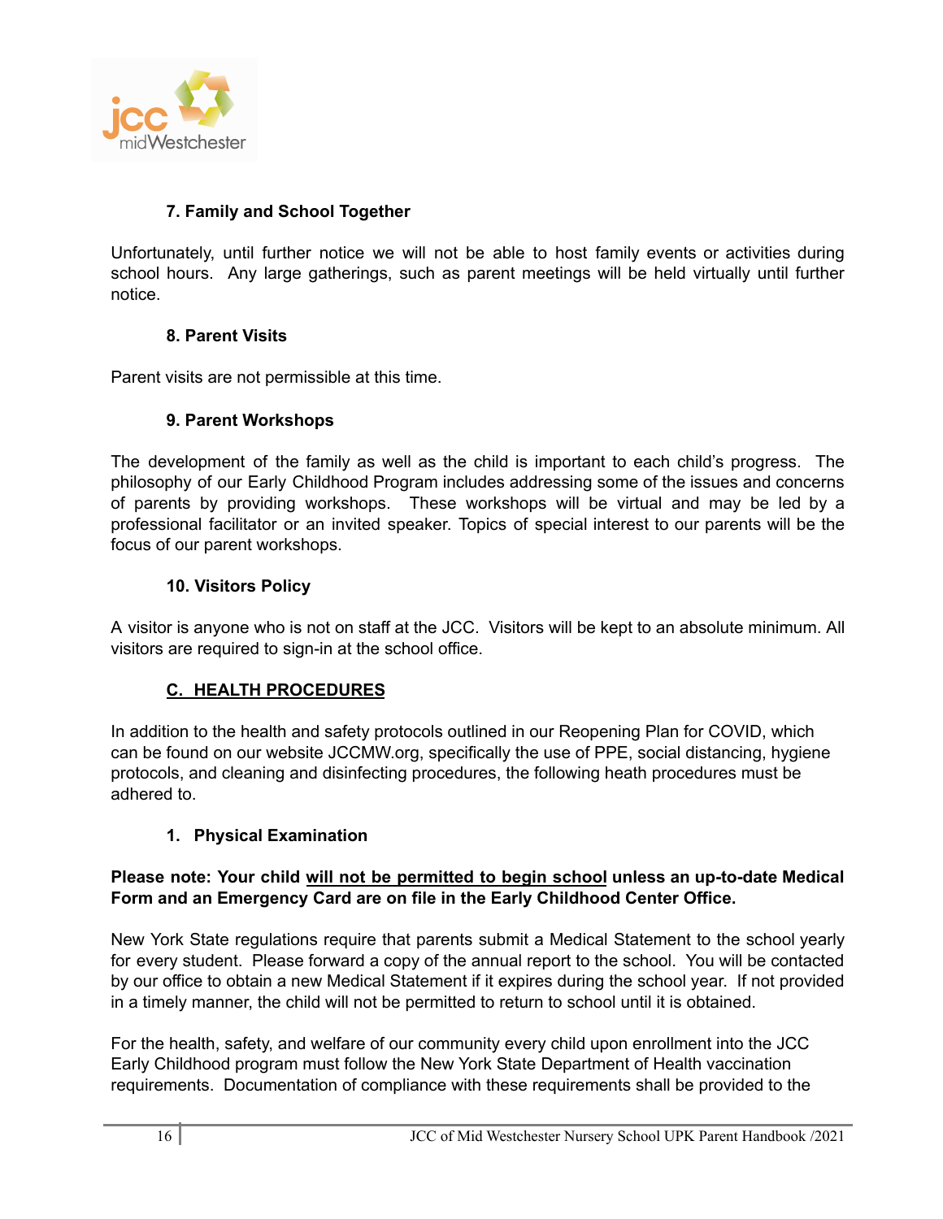### 7. Family and School Together

Unfortunately, until further notice we will not be able to host family events or activities during school hours. Any large gatherings, such as parent meetings will be held virtually until further notice.

### 8. Parent Visits

Parent visits are not permissible at this time.

### 9. Parent Workshops

The development of the family as well as the child is important to each child's progress. The philosophy of our Early Childhood Program includes addressing some of the issues and concerns of parents by providing workshops. These workshops will be virtual and may be led by a professional facilitator or an invited speaker. Topics of special interest to our parents will be the focus of our parent workshops.

### 10. Visitors Policy

A visitor is anyone who is not on staff at the JCC. Visitors will be kept to an absolute minimum. All visitors are required to sign-in at the school office.

## C. HEALTH PROCEDURES

In addition to the health and safety protocols outlined in our Reopening Plan for COVID, which can be found on our website JCCMW.org, specifically the use of PPE, social distancing, hygiene protocols, and cleaning and disinfecting procedures, the following heath procedures must be adhered to.

### 1. Physical Examination

**Please note: Your child will not be permitted to begin school unless an up-to-date Medical Form and an Emergency Card are on file in the Early Childhood Center Office.**

New York State regulations require that parents submit a Medical Statement to the school yearly for every student. Please forward a copy of the annual report to the school. You will be contacted by our office to obtain a new Medical Statement if it expires during the school year. If not provided in a timely manner, the child will not be permitted to return to school until it is obtained.

For the health, safety, and welfare of our community every child upon enrollment into the JCC Early Childhood program must follow the New York State Department of Health vaccination requirements. Documentation of compliance with these requirements shall be provided to the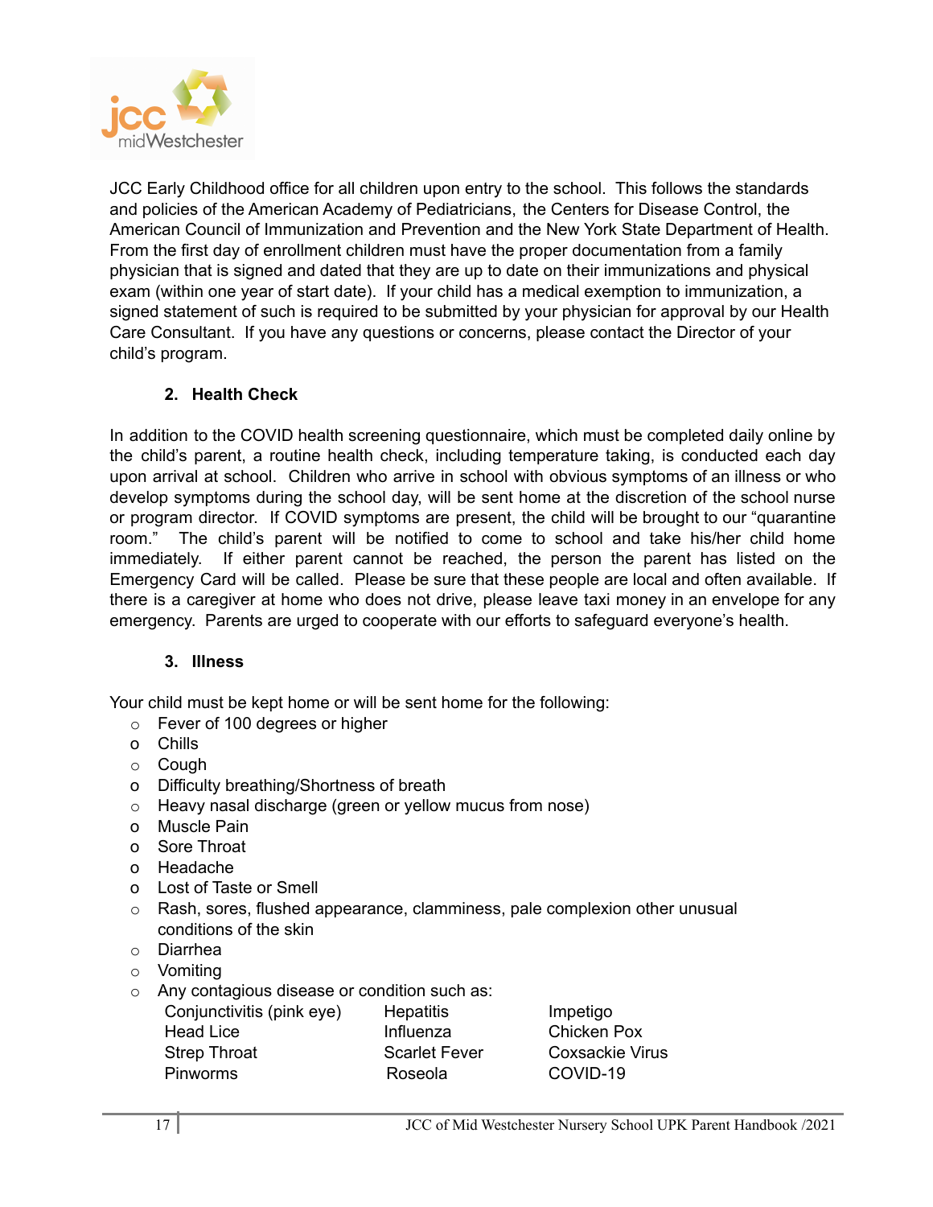JCC Early Childhood office for all children upon entry to the school. This follows the standards and policies of the American Academy of Pediatricians, the Centers for Disease Control, the American Council of Immunization and Prevention and the New York State Department of Health. From the first day of enrollment children must have the proper documentation from a family physician that is signed and dated that they are up to date on their immunizations and physical exam (within one year of start date). If your child has a medical exemption to immunization, a signed statement of such is required to be submitted by your physician for approval by our Health Care Consultant. If you have any questions or concerns, please contact the Director of your child's program.

2. **Health Check**

In addition to the COVID health screening questionnaire, which must be completed daily online by the child's parent, a routine health check, including temperature taking, is conducted each day upon arrival at school. Children who arrive in school with obvious symptoms of an illness or who develop symptoms during the school day, will be sent home at the discretion of the school nurse or program director. If COVID symptoms are present, the child will be brought to our "quarantine room." The child's parent will be notified to come to school and take his/her child home immediately. If either parent cannot be reached, the person the parent has listed on the Emergency Card will be called. Please be sure that these people are local and often available. If there is a caregiver at home who does not drive, please leave taxi money in an envelope for any emergency. Parents are urged to cooperate with our efforts to safeguard everyone's health.

3. **Illness**

Your child must be kept home or will be sent home for the following:

- Fever of 100 degrees or higher
- Chills
- Cough
- Difficulty breathing/Shortness of breath
- Heavy nasal discharge (green or yellow mucus from nose)
- Muscle Pain
- Sore Throat
- Headache
- Lost of Taste or Smell
- Rash, sores, flushed appearance, clamminess, pale complexion other unusual conditions of the skin
- Diarrhea
- Vomiting
- Any contagious disease or condition such as:

| | | |
|---|---|---|
| Conjunctivitis (pink eye) | Hepatitis | Impetigo |
| Head Lice | Influenza | Chicken Pox |
| Strep Throat | Scarlet Fever | Coxsackie Virus |
| Pinworms | Roseola | COVID-19 |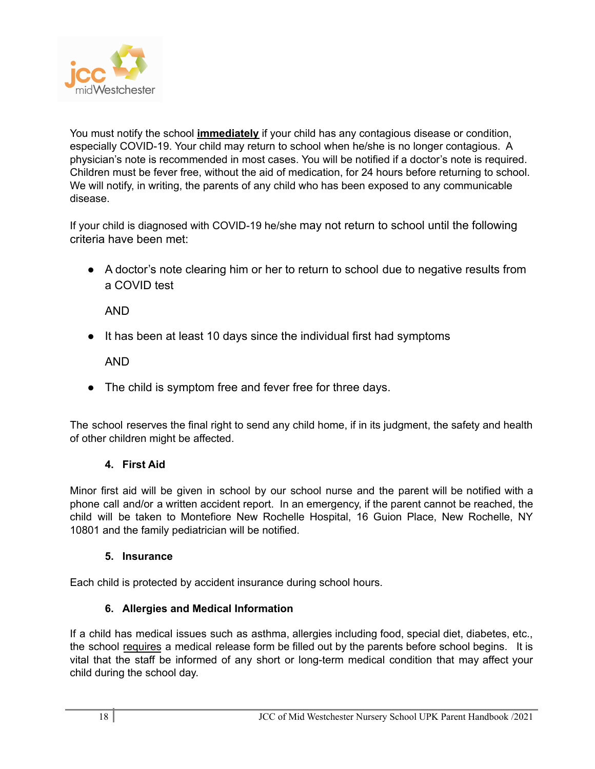You must notify the school **immediately** if your child has any contagious disease or condition, especially COVID-19. Your child may return to school when he/she is no longer contagious. A physician's note is recommended in most cases. You will be notified if a doctor's note is required. Children must be fever free, without the aid of medication, for 24 hours before returning to school. We will notify, in writing, the parents of any child who has been exposed to any communicable disease.

If your child is diagnosed with COVID-19 he/she may not return to school until the following criteria have been met:

- A doctor's note clearing him or her to return to school due to negative results from a COVID test

  AND

- It has been at least 10 days since the individual first had symptoms

  AND

- The child is symptom free and fever free for three days.

The school reserves the final right to send any child home, if in its judgment, the safety and health of other children might be affected.

#### 4. First Aid

Minor first aid will be given in school by our school nurse and the parent will be notified with a phone call and/or a written accident report. In an emergency, if the parent cannot be reached, the child will be taken to Montefiore New Rochelle Hospital, 16 Guion Place, New Rochelle, NY 10801 and the family pediatrician will be notified.

#### 5. Insurance

Each child is protected by accident insurance during school hours.

#### 6. Allergies and Medical Information

If a child has medical issues such as asthma, allergies including food, special diet, diabetes, etc., the school requires a medical release form be filled out by the parents before school begins. It is vital that the staff be informed of any short or long-term medical condition that may affect your child during the school day.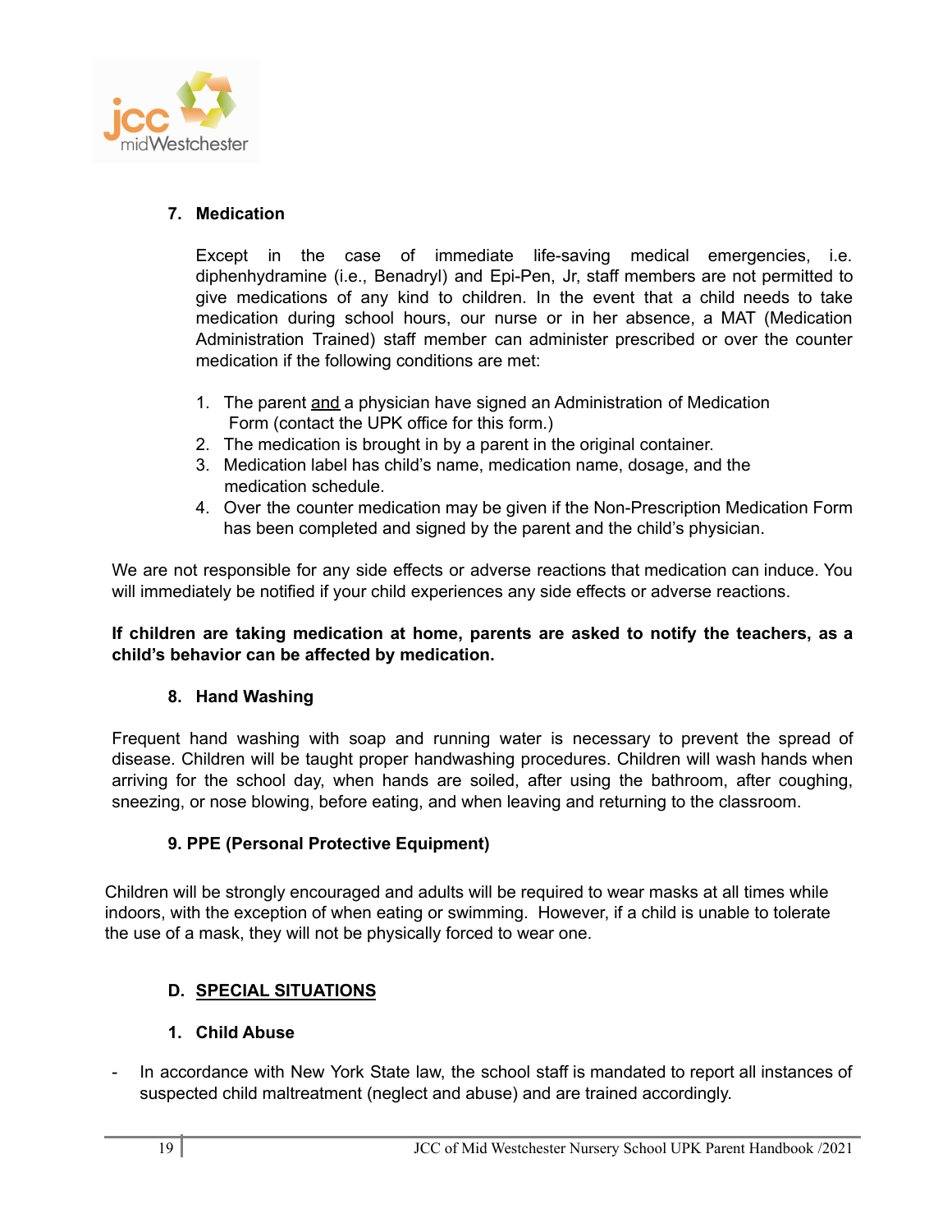### 7. Medication

Except in the case of immediate life-saving medical emergencies, i.e. diphenhydramine (i.e., Benadryl) and Epi-Pen, Jr, staff members are not permitted to give medications of any kind to children. In the event that a child needs to take medication during school hours, our nurse or in her absence, a MAT (Medication Administration Trained) staff member can administer prescribed or over the counter medication if the following conditions are met:

1. The parent and a physician have signed an Administration of Medication Form (contact the UPK office for this form.)
2. The medication is brought in by a parent in the original container.
3. Medication label has child's name, medication name, dosage, and the medication schedule.
4. Over the counter medication may be given if the Non-Prescription Medication Form has been completed and signed by the parent and the child's physician.

We are not responsible for any side effects or adverse reactions that medication can induce. You will immediately be notified if your child experiences any side effects or adverse reactions.

**If children are taking medication at home, parents are asked to notify the teachers, as a child's behavior can be affected by medication.**

### 8. Hand Washing

Frequent hand washing with soap and running water is necessary to prevent the spread of disease. Children will be taught proper handwashing procedures. Children will wash hands when arriving for the school day, when hands are soiled, after using the bathroom, after coughing, sneezing, or nose blowing, before eating, and when leaving and returning to the classroom.

### 9. PPE (Personal Protective Equipment)

Children will be strongly encouraged and adults will be required to wear masks at all times while indoors, with the exception of when eating or swimming. However, if a child is unable to tolerate the use of a mask, they will not be physically forced to wear one.

## D. SPECIAL SITUATIONS

### 1. Child Abuse

- In accordance with New York State law, the school staff is mandated to report all instances of suspected child maltreatment (neglect and abuse) and are trained accordingly.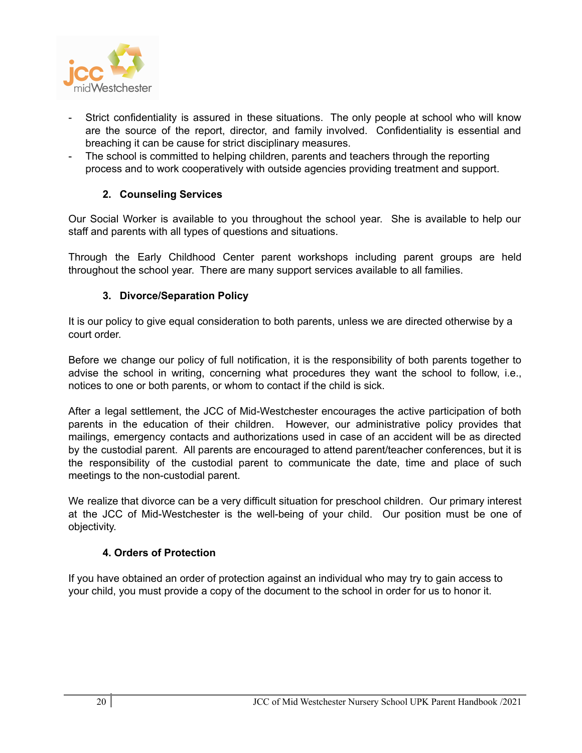- Strict confidentiality is assured in these situations. The only people at school who will know are the source of the report, director, and family involved. Confidentiality is essential and breaching it can be cause for strict disciplinary measures.
- The school is committed to helping children, parents and teachers through the reporting process and to work cooperatively with outside agencies providing treatment and support.

### 2. Counseling Services

Our Social Worker is available to you throughout the school year. She is available to help our staff and parents with all types of questions and situations.

Through the Early Childhood Center parent workshops including parent groups are held throughout the school year. There are many support services available to all families.

### 3. Divorce/Separation Policy

It is our policy to give equal consideration to both parents, unless we are directed otherwise by a court order.

Before we change our policy of full notification, it is the responsibility of both parents together to advise the school in writing, concerning what procedures they want the school to follow, i.e., notices to one or both parents, or whom to contact if the child is sick.

After a legal settlement, the JCC of Mid-Westchester encourages the active participation of both parents in the education of their children. However, our administrative policy provides that mailings, emergency contacts and authorizations used in case of an accident will be as directed by the custodial parent. All parents are encouraged to attend parent/teacher conferences, but it is the responsibility of the custodial parent to communicate the date, time and place of such meetings to the non-custodial parent.

We realize that divorce can be a very difficult situation for preschool children. Our primary interest at the JCC of Mid-Westchester is the well-being of your child. Our position must be one of objectivity.

### 4. Orders of Protection

If you have obtained an order of protection against an individual who may try to gain access to your child, you must provide a copy of the document to the school in order for us to honor it.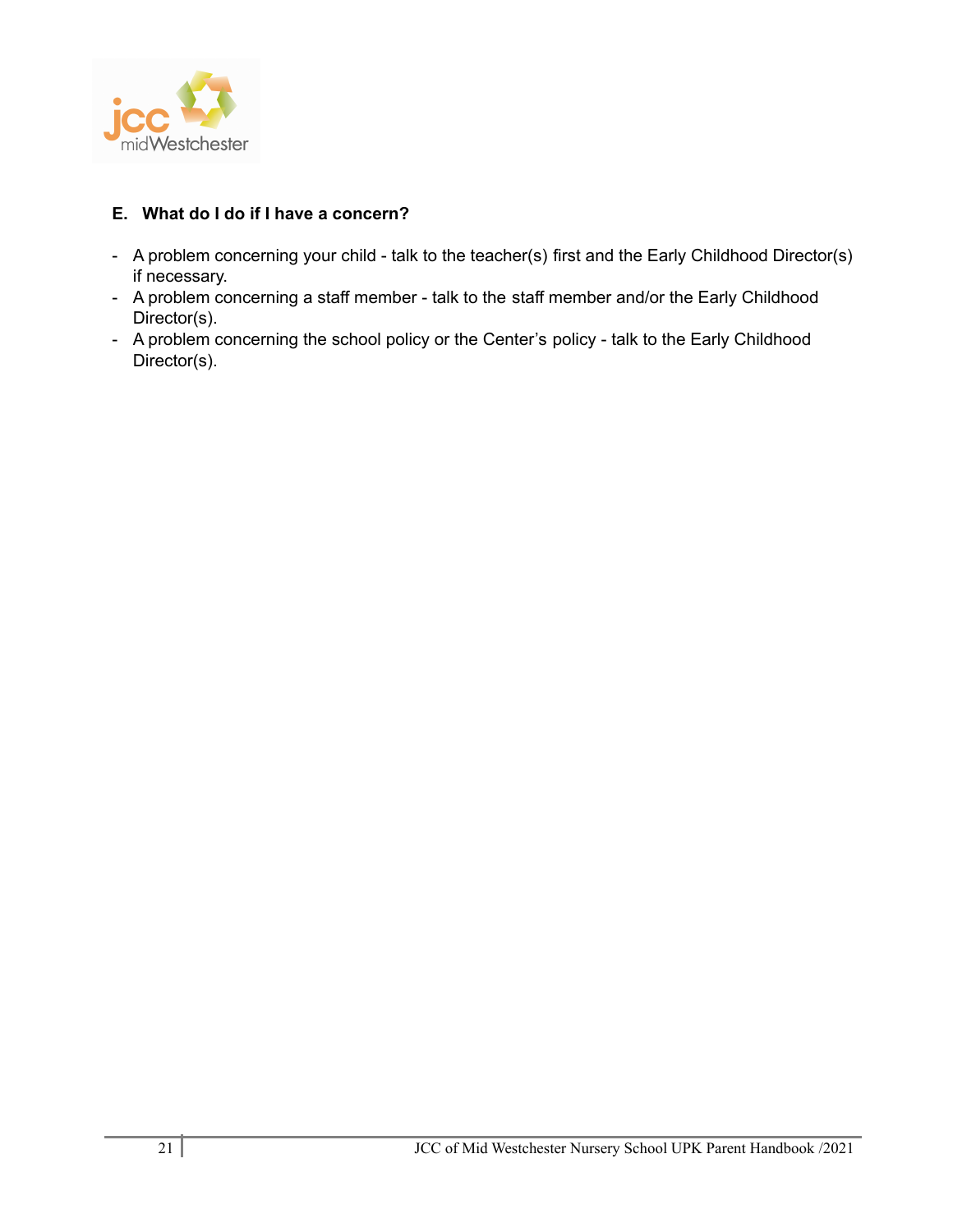**E. What do I do if I have a concern?**

- A problem concerning your child - talk to the teacher(s) first and the Early Childhood Director(s) if necessary.
- A problem concerning a staff member - talk to the staff member and/or the Early Childhood Director(s).
- A problem concerning the school policy or the Center's policy - talk to the Early Childhood Director(s).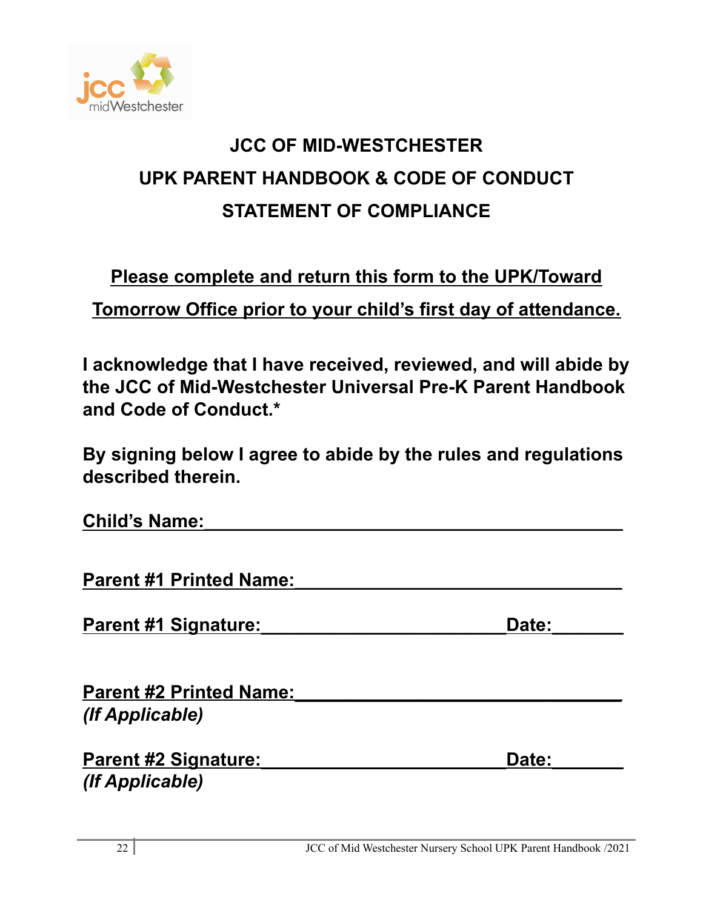# JCC OF MID-WESTCHESTER
# UPK PARENT HANDBOOK & CODE OF CONDUCT
# STATEMENT OF COMPLIANCE

**Please complete and return this form to the UPK/Toward Tomorrow Office prior to your child's first day of attendance.**

**I acknowledge that I have received, reviewed, and will abide by the JCC of Mid-Westchester Universal Pre-K Parent Handbook and Code of Conduct.***

**By signing below I agree to abide by the rules and regulations described therein.**

**Child's Name:_________________________________________**

**Parent #1 Printed Name:________________________________**

**Parent #1 Signature:________________________ Date:_______**

**Parent #2 Printed Name:________________________________**
***(If Applicable)***

**Parent #2 Signature:________________________ Date:_______**
***(If Applicable)***